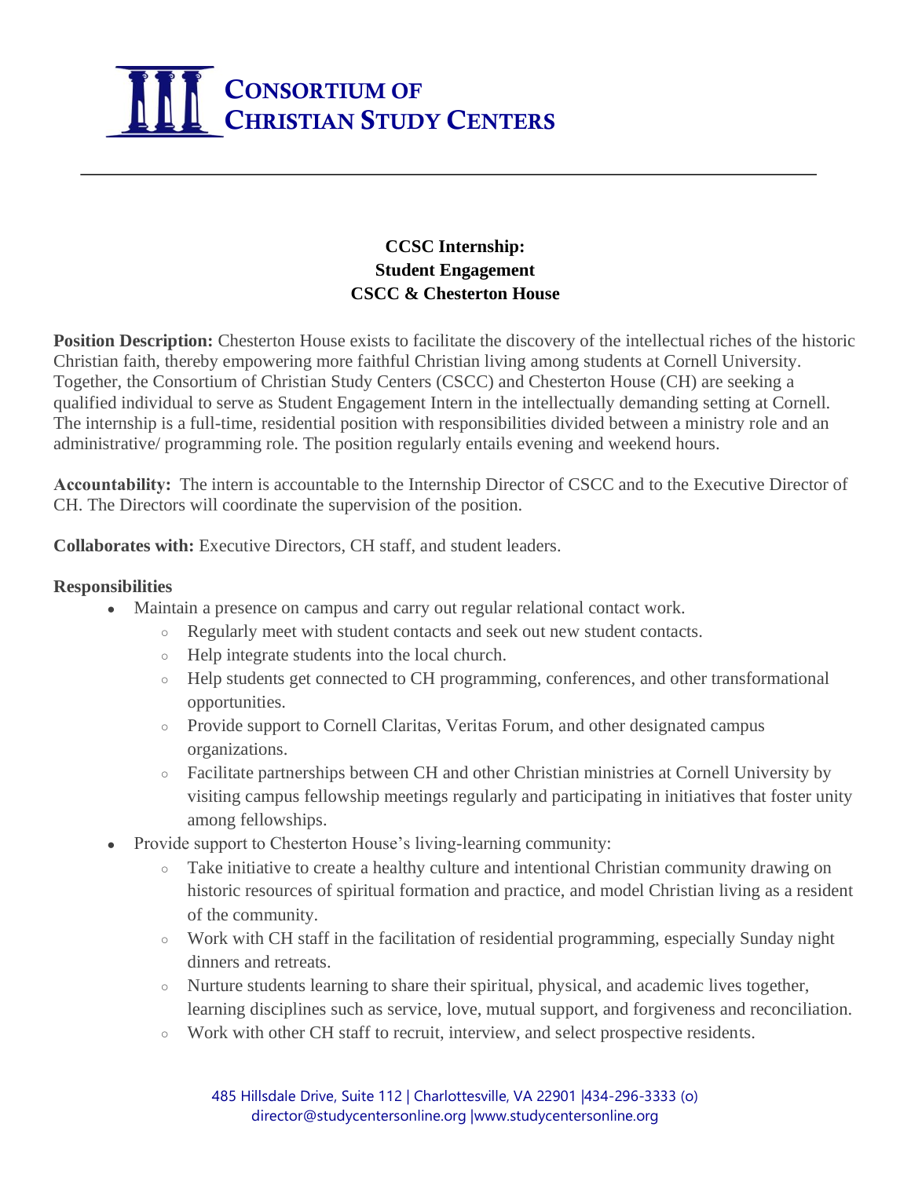# Consortium of Christian Study Centers

---

**CCSC Internship:**
**Student Engagement**
**CSCC & Chesterton House**

**Position Description:** Chesterton House exists to facilitate the discovery of the intellectual riches of the historic Christian faith, thereby empowering more faithful Christian living among students at Cornell University. Together, the Consortium of Christian Study Centers (CSCC) and Chesterton House (CH) are seeking a qualified individual to serve as Student Engagement Intern in the intellectually demanding setting at Cornell. The internship is a full-time, residential position with responsibilities divided between a ministry role and an administrative/ programming role. The position regularly entails evening and weekend hours.

**Accountability:** The intern is accountable to the Internship Director of CSCC and to the Executive Director of CH. The Directors will coordinate the supervision of the position.

**Collaborates with:** Executive Directors, CH staff, and student leaders.

**Responsibilities**

- Maintain a presence on campus and carry out regular relational contact work.
  - Regularly meet with student contacts and seek out new student contacts.
  - Help integrate students into the local church.
  - Help students get connected to CH programming, conferences, and other transformational opportunities.
  - Provide support to Cornell Claritas, Veritas Forum, and other designated campus organizations.
  - Facilitate partnerships between CH and other Christian ministries at Cornell University by visiting campus fellowship meetings regularly and participating in initiatives that foster unity among fellowships.
- Provide support to Chesterton House's living-learning community:
  - Take initiative to create a healthy culture and intentional Christian community drawing on historic resources of spiritual formation and practice, and model Christian living as a resident of the community.
  - Work with CH staff in the facilitation of residential programming, especially Sunday night dinners and retreats.
  - Nurture students learning to share their spiritual, physical, and academic lives together, learning disciplines such as service, love, mutual support, and forgiveness and reconciliation.
  - Work with other CH staff to recruit, interview, and select prospective residents.

485 Hillsdale Drive, Suite 112 | Charlottesville, VA 22901 |434-296-3333 (o)
director@studycentersonline.org |www.studycentersonline.org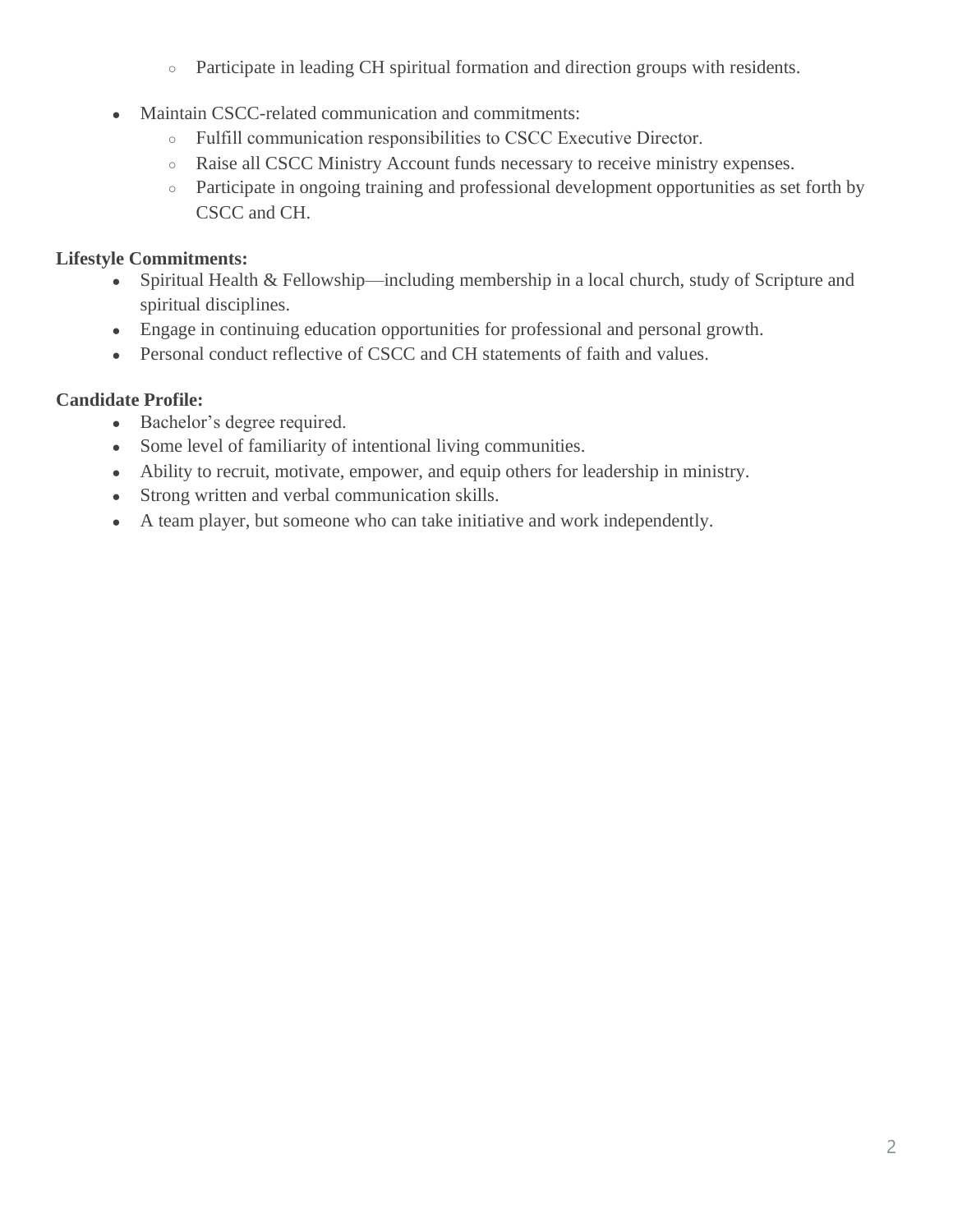- Participate in leading CH spiritual formation and direction groups with residents.

- Maintain CSCC-related communication and commitments:
    - Fulfill communication responsibilities to CSCC Executive Director.
    - Raise all CSCC Ministry Account funds necessary to receive ministry expenses.
    - Participate in ongoing training and professional development opportunities as set forth by CSCC and CH.

**Lifestyle Commitments:**

- Spiritual Health & Fellowship—including membership in a local church, study of Scripture and spiritual disciplines.
- Engage in continuing education opportunities for professional and personal growth.
- Personal conduct reflective of CSCC and CH statements of faith and values.

**Candidate Profile:**

- Bachelor's degree required.
- Some level of familiarity of intentional living communities.
- Ability to recruit, motivate, empower, and equip others for leadership in ministry.
- Strong written and verbal communication skills.
- A team player, but someone who can take initiative and work independently.